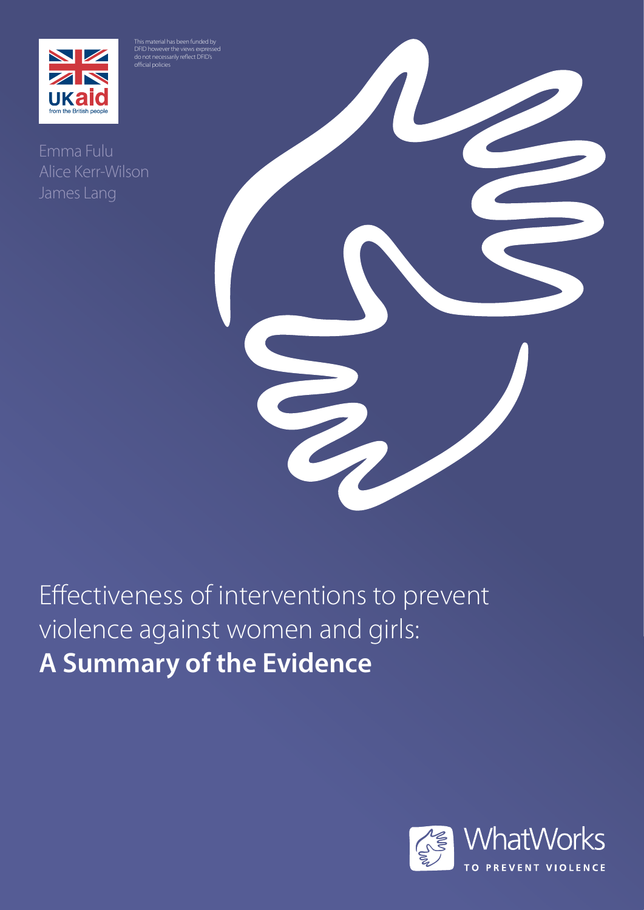UKaid from the British people

This material has been funded by DFID however the views expressed do not necessarily reflect DFID's official policies

Emma Fulu
Alice Kerr-Wilson
James Lang

# Effectiveness of interventions to prevent violence against women and girls: **A Summary of the Evidence**

WhatWorks TO PREVENT VIOLENCE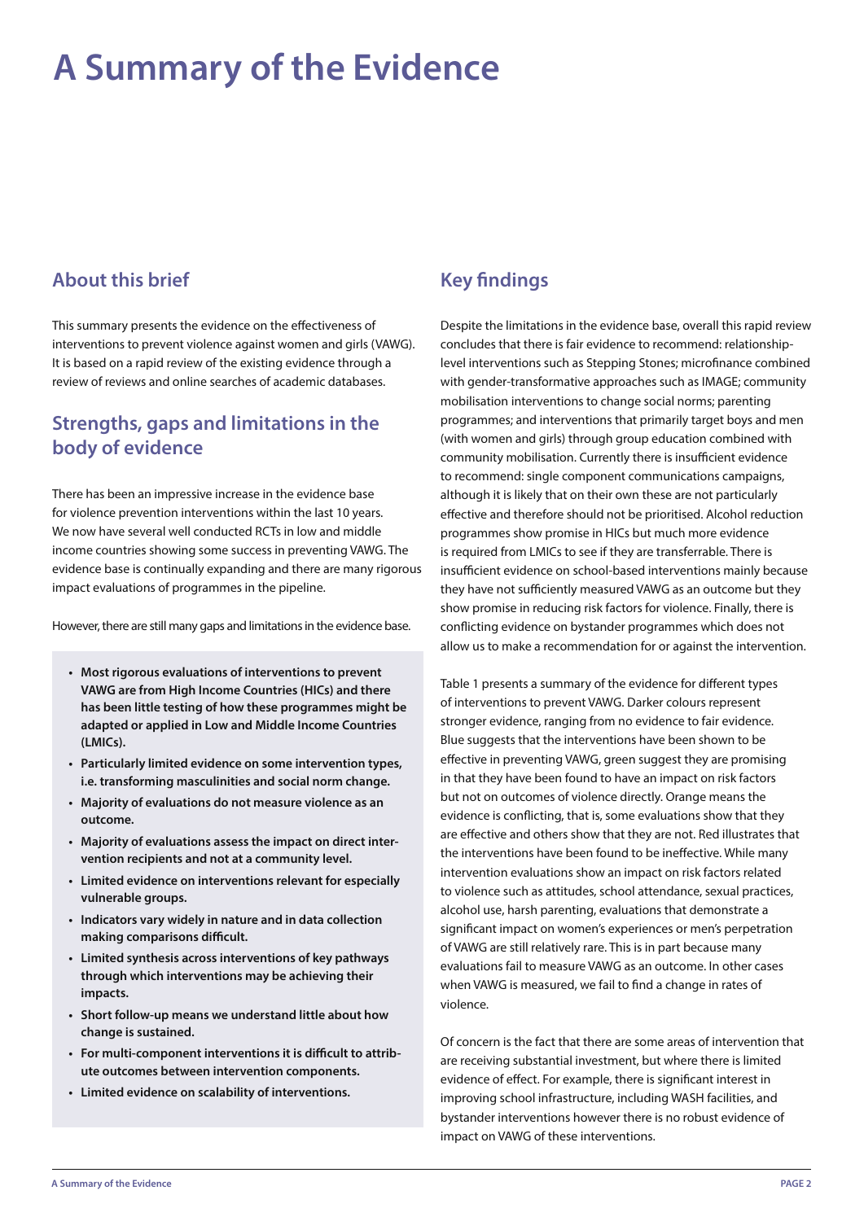# A Summary of the Evidence

## About this brief

This summary presents the evidence on the effectiveness of interventions to prevent violence against women and girls (VAWG). It is based on a rapid review of the existing evidence through a review of reviews and online searches of academic databases.

## Strengths, gaps and limitations in the body of evidence

There has been an impressive increase in the evidence base for violence prevention interventions within the last 10 years. We now have several well conducted RCTs in low and middle income countries showing some success in preventing VAWG. The evidence base is continually expanding and there are many rigorous impact evaluations of programmes in the pipeline.

However, there are still many gaps and limitations in the evidence base.

- **Most rigorous evaluations of interventions to prevent VAWG are from High Income Countries (HICs) and there has been little testing of how these programmes might be adapted or applied in Low and Middle Income Countries (LMICs).**
- **Particularly limited evidence on some intervention types, i.e. transforming masculinities and social norm change.**
- **Majority of evaluations do not measure violence as an outcome.**
- **Majority of evaluations assess the impact on direct intervention recipients and not at a community level.**
- **Limited evidence on interventions relevant for especially vulnerable groups.**
- **Indicators vary widely in nature and in data collection making comparisons difficult.**
- **Limited synthesis across interventions of key pathways through which interventions may be achieving their impacts.**
- **Short follow-up means we understand little about how change is sustained.**
- **For multi-component interventions it is difficult to attribute outcomes between intervention components.**
- **Limited evidence on scalability of interventions.**

## Key findings

Despite the limitations in the evidence base, overall this rapid review concludes that there is fair evidence to recommend: relationship-level interventions such as Stepping Stones; microfinance combined with gender-transformative approaches such as IMAGE; community mobilisation interventions to change social norms; parenting programmes; and interventions that primarily target boys and men (with women and girls) through group education combined with community mobilisation. Currently there is insufficient evidence to recommend: single component communications campaigns, although it is likely that on their own these are not particularly effective and therefore should not be prioritised. Alcohol reduction programmes show promise in HICs but much more evidence is required from LMICs to see if they are transferrable. There is insufficient evidence on school-based interventions mainly because they have not sufficiently measured VAWG as an outcome but they show promise in reducing risk factors for violence. Finally, there is conflicting evidence on bystander programmes which does not allow us to make a recommendation for or against the intervention.

Table 1 presents a summary of the evidence for different types of interventions to prevent VAWG. Darker colours represent stronger evidence, ranging from no evidence to fair evidence. Blue suggests that the interventions have been shown to be effective in preventing VAWG, green suggest they are promising in that they have been found to have an impact on risk factors but not on outcomes of violence directly. Orange means the evidence is conflicting, that is, some evaluations show that they are effective and others show that they are not. Red illustrates that the interventions have been found to be ineffective. While many intervention evaluations show an impact on risk factors related to violence such as attitudes, school attendance, sexual practices, alcohol use, harsh parenting, evaluations that demonstrate a significant impact on women's experiences or men's perpetration of VAWG are still relatively rare. This is in part because many evaluations fail to measure VAWG as an outcome. In other cases when VAWG is measured, we fail to find a change in rates of violence.

Of concern is the fact that there are some areas of intervention that are receiving substantial investment, but where there is limited evidence of effect. For example, there is significant interest in improving school infrastructure, including WASH facilities, and bystander interventions however there is no robust evidence of impact on VAWG of these interventions.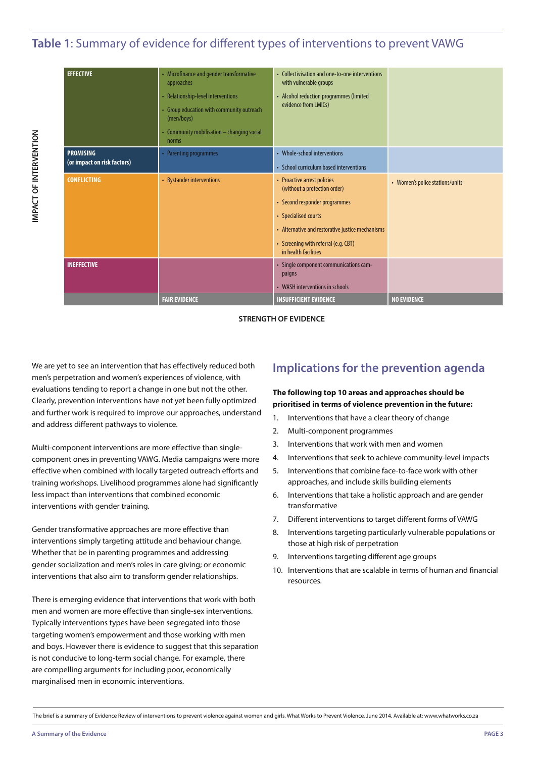## Table 1: Summary of evidence for different types of interventions to prevent VAWG

| IMPACT OF INTERVENTION | FAIR EVIDENCE | INSUFFICIENT EVIDENCE | NO EVIDENCE |
|---|---|---|---|
| **EFFECTIVE** | • Microfinance and gender transformative approaches<br>• Relationship-level interventions<br>• Group education with community outreach (men/boys)<br>• Community mobilisation – changing social norms | • Collectivisation and one-to-one interventions with vulnerable groups<br>• Alcohol reduction programmes (limited evidence from LMICs) | |
| **PROMISING (or impact on risk factors)** | • Parenting programmes | • Whole-school interventions<br>• School curriculum based interventions | |
| **CONFLICTING** | • Bystander interventions | • Proactive arrest policies (without a protection order)<br>• Second responder programmes<br>• Specialised courts<br>• Alternative and restorative justice mechanisms<br>• Screening with referral (e.g. CBT) in health facilities | • Women's police stations/units |
| **INEFFECTIVE** | | • Single component communications campaigns<br>• WASH interventions in schools | |

**STRENGTH OF EVIDENCE**

We are yet to see an intervention that has effectively reduced both men's perpetration and women's experiences of violence, with evaluations tending to report a change in one but not the other. Clearly, prevention interventions have not yet been fully optimized and further work is required to improve our approaches, understand and address different pathways to violence.

Multi-component interventions are more effective than single-component ones in preventing VAWG. Media campaigns were more effective when combined with locally targeted outreach efforts and training workshops. Livelihood programmes alone had significantly less impact than interventions that combined economic interventions with gender training.

Gender transformative approaches are more effective than interventions simply targeting attitude and behaviour change. Whether that be in parenting programmes and addressing gender socialization and men's roles in care giving; or economic interventions that also aim to transform gender relationships.

There is emerging evidence that interventions that work with both men and women are more effective than single-sex interventions. Typically interventions types have been segregated into those targeting women's empowerment and those working with men and boys. However there is evidence to suggest that this separation is not conducive to long-term social change. For example, there are compelling arguments for including poor, economically marginalised men in economic interventions.

## Implications for the prevention agenda

**The following top 10 areas and approaches should be prioritised in terms of violence prevention in the future:**

1. Interventions that have a clear theory of change
2. Multi-component programmes
3. Interventions that work with men and women
4. Interventions that seek to achieve community-level impacts
5. Interventions that combine face-to-face work with other approaches, and include skills building elements
6. Interventions that take a holistic approach and are gender transformative
7. Different interventions to target different forms of VAWG
8. Interventions targeting particularly vulnerable populations or those at high risk of perpetration
9. Interventions targeting different age groups
10. Interventions that are scalable in terms of human and financial resources.

The brief is a summary of Evidence Review of interventions to prevent violence against women and girls. What Works to Prevent Violence, June 2014. Available at: www.whatworks.co.za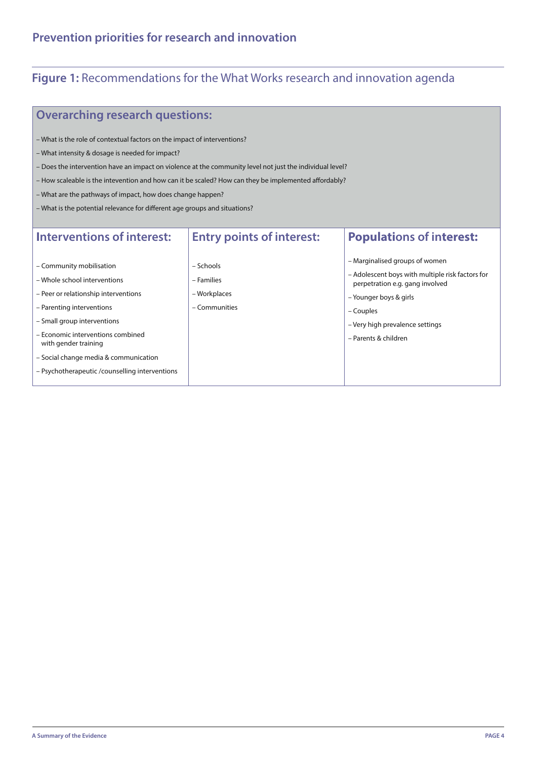## Prevention priorities for research and innovation

**Figure 1:** Recommendations for the What Works research and innovation agenda

### Overarching research questions:

- What is the role of contextual factors on the impact of interventions?
- What intensity & dosage is needed for impact?
- Does the intervention have an impact on violence at the community level not just the individual level?
- How scaleable is the intevention and how can it be scaled? How can they be implemented affordably?
- What are the pathways of impact, how does change happen?
- What is the potential relevance for different age groups and situations?

### Interventions of interest:

- Community mobilisation
- Whole school interventions
- Peer or relationship interventions
- Parenting interventions
- Small group interventions
- Economic interventions combined with gender training
- Social change media & communication
- Psychotherapeutic /counselling interventions

### Entry points of interest:

- Schools
- Families
- Workplaces
- Communities

### Populations of interest:

- Marginalised groups of women
- Adolescent boys with multiple risk factors for perpetration e.g. gang involved
- Younger boys & girls
- Couples
- Very high prevalence settings
- Parents & children